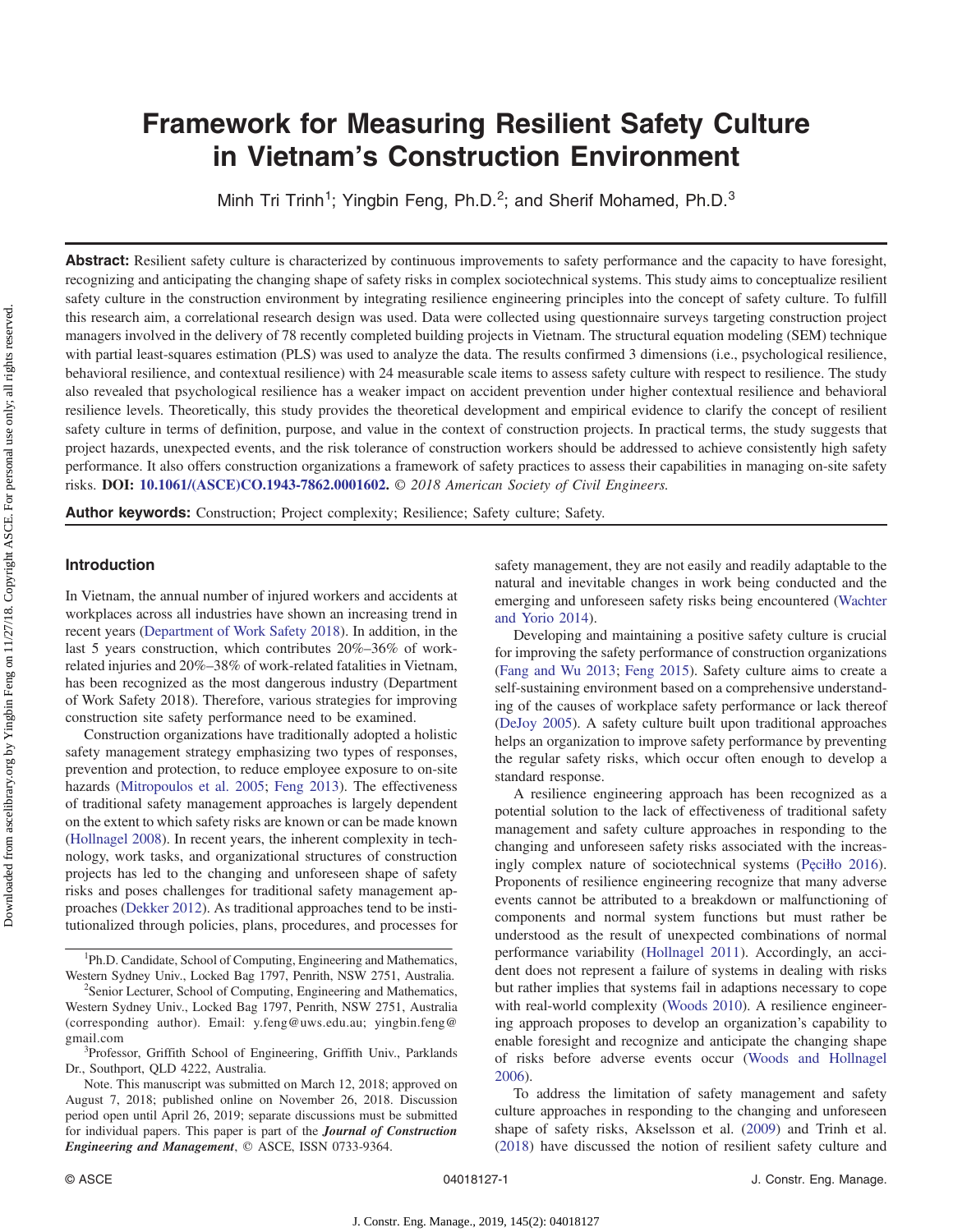# Framework for Measuring Resilient Safety Culture in Vietnam's Construction Environment

Minh Tri Trinh[1]; Yingbin Feng, Ph.D.[2]; and Sherif Mohamed, Ph.D.[3]

**Abstract:** Resilient safety culture is characterized by continuous improvements to safety performance and the capacity to have foresight, recognizing and anticipating the changing shape of safety risks in complex sociotechnical systems. This study aims to conceptualize resilient safety culture in the construction environment by integrating resilience engineering principles into the concept of safety culture. To fulfill this research aim, a correlational research design was used. Data were collected using questionnaire surveys targeting construction project managers involved in the delivery of 78 recently completed building projects in Vietnam. The structural equation modeling (SEM) technique with partial least-squares estimation (PLS) was used to analyze the data. The results confirmed 3 dimensions (i.e., psychological resilience, behavioral resilience, and contextual resilience) with 24 measurable scale items to assess safety culture with respect to resilience. The study also revealed that psychological resilience has a weaker impact on accident prevention under higher contextual resilience and behavioral resilience levels. Theoretically, this study provides the theoretical development and empirical evidence to clarify the concept of resilient safety culture in terms of definition, purpose, and value in the context of construction projects. In practical terms, the study suggests that project hazards, unexpected events, and the risk tolerance of construction workers should be addressed to achieve consistently high safety performance. It also offers construction organizations a framework of safety practices to assess their capabilities in managing on-site safety risks. **DOI: 10.1061/(ASCE)CO.1943-7862.0001602.** *© 2018 American Society of Civil Engineers.*

**Author keywords:** Construction; Project complexity; Resilience; Safety culture; Safety.

## Introduction

In Vietnam, the annual number of injured workers and accidents at workplaces across all industries have shown an increasing trend in recent years (Department of Work Safety 2018). In addition, in the last 5 years construction, which contributes 20%–36% of work-related injuries and 20%–38% of work-related fatalities in Vietnam, has been recognized as the most dangerous industry (Department of Work Safety 2018). Therefore, various strategies for improving construction site safety performance need to be examined.

Construction organizations have traditionally adopted a holistic safety management strategy emphasizing two types of responses, prevention and protection, to reduce employee exposure to on-site hazards (Mitropoulos et al. 2005; Feng 2013). The effectiveness of traditional safety management approaches is largely dependent on the extent to which safety risks are known or can be made known (Hollnagel 2008). In recent years, the inherent complexity in technology, work tasks, and organizational structures of construction projects has led to the changing and unforeseen shape of safety risks and poses challenges for traditional safety management approaches (Dekker 2012). As traditional approaches tend to be institutionalized through policies, plans, procedures, and processes for safety management, they are not easily and readily adaptable to the natural and inevitable changes in work being conducted and the emerging and unforeseen safety risks being encountered (Wachter and Yorio 2014).

Developing and maintaining a positive safety culture is crucial for improving the safety performance of construction organizations (Fang and Wu 2013; Feng 2015). Safety culture aims to create a self-sustaining environment based on a comprehensive understanding of the causes of workplace safety performance or lack thereof (DeJoy 2005). A safety culture built upon traditional approaches helps an organization to improve safety performance by preventing the regular safety risks, which occur often enough to develop a standard response.

A resilience engineering approach has been recognized as a potential solution to the lack of effectiveness of traditional safety management and safety culture approaches in responding to the changing and unforeseen safety risks associated with the increasingly complex nature of sociotechnical systems (Pęciłło 2016). Proponents of resilience engineering recognize that many adverse events cannot be attributed to a breakdown or malfunctioning of components and normal system functions but must rather be understood as the result of unexpected combinations of normal performance variability (Hollnagel 2011). Accordingly, an accident does not represent a failure of systems in dealing with risks but rather implies that systems fail in adaptions necessary to cope with real-world complexity (Woods 2010). A resilience engineering approach proposes to develop an organization's capability to enable foresight and recognize and anticipate the changing shape of risks before adverse events occur (Woods and Hollnagel 2006).

To address the limitation of safety management and safety culture approaches in responding to the changing and unforeseen shape of safety risks, Akselsson et al. (2009) and Trinh et al. (2018) have discussed the notion of resilient safety culture and

---

[1]Ph.D. Candidate, School of Computing, Engineering and Mathematics, Western Sydney Univ., Locked Bag 1797, Penrith, NSW 2751, Australia.

[2]Senior Lecturer, School of Computing, Engineering and Mathematics, Western Sydney Univ., Locked Bag 1797, Penrith, NSW 2751, Australia (corresponding author). Email: y.feng@uws.edu.au; yingbin.feng@gmail.com

[3]Professor, Griffith School of Engineering, Griffith Univ., Parklands Dr., Southport, QLD 4222, Australia.

Note. This manuscript was submitted on March 12, 2018; approved on August 7, 2018; published online on November 26, 2018. Discussion period open until April 26, 2019; separate discussions must be submitted for individual papers. This paper is part of the ***Journal of Construction Engineering and Management***, © ASCE, ISSN 0733-9364.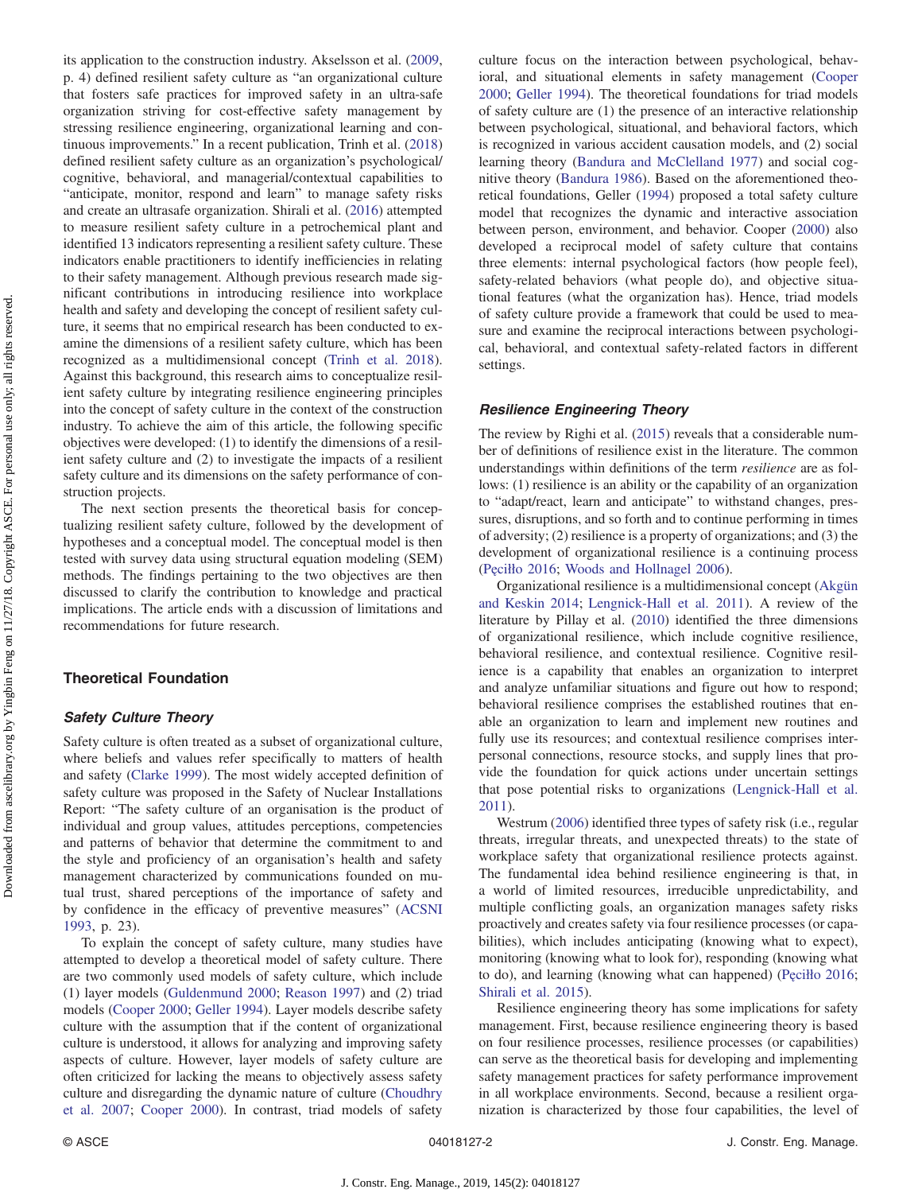its application to the construction industry. Akselsson et al. (2009, p. 4) defined resilient safety culture as "an organizational culture that fosters safe practices for improved safety in an ultra-safe organization striving for cost-effective safety management by stressing resilience engineering, organizational learning and continuous improvements." In a recent publication, Trinh et al. (2018) defined resilient safety culture as an organization's psychological/cognitive, behavioral, and managerial/contextual capabilities to "anticipate, monitor, respond and learn" to manage safety risks and create an ultrasafe organization. Shirali et al. (2016) attempted to measure resilient safety culture in a petrochemical plant and identified 13 indicators representing a resilient safety culture. These indicators enable practitioners to identify inefficiencies in relating to their safety management. Although previous research made significant contributions in introducing resilience into workplace health and safety and developing the concept of resilient safety culture, it seems that no empirical research has been conducted to examine the dimensions of a resilient safety culture, which has been recognized as a multidimensional concept (Trinh et al. 2018). Against this background, this research aims to conceptualize resilient safety culture by integrating resilience engineering principles into the concept of safety culture in the context of the construction industry. To achieve the aim of this article, the following specific objectives were developed: (1) to identify the dimensions of a resilient safety culture and (2) to investigate the impacts of a resilient safety culture and its dimensions on the safety performance of construction projects.

The next section presents the theoretical basis for conceptualizing resilient safety culture, followed by the development of hypotheses and a conceptual model. The conceptual model is then tested with survey data using structural equation modeling (SEM) methods. The findings pertaining to the two objectives are then discussed to clarify the contribution to knowledge and practical implications. The article ends with a discussion of limitations and recommendations for future research.

## Theoretical Foundation

### *Safety Culture Theory*

Safety culture is often treated as a subset of organizational culture, where beliefs and values refer specifically to matters of health and safety (Clarke 1999). The most widely accepted definition of safety culture was proposed in the Safety of Nuclear Installations Report: "The safety culture of an organisation is the product of individual and group values, attitudes perceptions, competencies and patterns of behavior that determine the commitment to and the style and proficiency of an organisation's health and safety management characterized by communications founded on mutual trust, shared perceptions of the importance of safety and by confidence in the efficacy of preventive measures" (ACSNI 1993, p. 23).

To explain the concept of safety culture, many studies have attempted to develop a theoretical model of safety culture. There are two commonly used models of safety culture, which include (1) layer models (Guldenmund 2000; Reason 1997) and (2) triad models (Cooper 2000; Geller 1994). Layer models describe safety culture with the assumption that if the content of organizational culture is understood, it allows for analyzing and improving safety aspects of culture. However, layer models of safety culture are often criticized for lacking the means to objectively assess safety culture and disregarding the dynamic nature of culture (Choudhry et al. 2007; Cooper 2000). In contrast, triad models of safety culture focus on the interaction between psychological, behavioral, and situational elements in safety management (Cooper 2000; Geller 1994). The theoretical foundations for triad models of safety culture are (1) the presence of an interactive relationship between psychological, situational, and behavioral factors, which is recognized in various accident causation models, and (2) social learning theory (Bandura and McClelland 1977) and social cognitive theory (Bandura 1986). Based on the aforementioned theoretical foundations, Geller (1994) proposed a total safety culture model that recognizes the dynamic and interactive association between person, environment, and behavior. Cooper (2000) also developed a reciprocal model of safety culture that contains three elements: internal psychological factors (how people feel), safety-related behaviors (what people do), and objective situational features (what the organization has). Hence, triad models of safety culture provide a framework that could be used to measure and examine the reciprocal interactions between psychological, behavioral, and contextual safety-related factors in different settings.

### *Resilience Engineering Theory*

The review by Righi et al. (2015) reveals that a considerable number of definitions of resilience exist in the literature. The common understandings within definitions of the term *resilience* are as follows: (1) resilience is an ability or the capability of an organization to "adapt/react, learn and anticipate" to withstand changes, pressures, disruptions, and so forth and to continue performing in times of adversity; (2) resilience is a property of organizations; and (3) the development of organizational resilience is a continuing process (Pęciłło 2016; Woods and Hollnagel 2006).

Organizational resilience is a multidimensional concept (Akgün and Keskin 2014; Lengnick-Hall et al. 2011). A review of the literature by Pillay et al. (2010) identified the three dimensions of organizational resilience, which include cognitive resilience, behavioral resilience, and contextual resilience. Cognitive resilience is a capability that enables an organization to interpret and analyze unfamiliar situations and figure out how to respond; behavioral resilience comprises the established routines that enable an organization to learn and implement new routines and fully use its resources; and contextual resilience comprises interpersonal connections, resource stocks, and supply lines that provide the foundation for quick actions under uncertain settings that pose potential risks to organizations (Lengnick-Hall et al. 2011).

Westrum (2006) identified three types of safety risk (i.e., regular threats, irregular threats, and unexpected threats) to the state of workplace safety that organizational resilience protects against. The fundamental idea behind resilience engineering is that, in a world of limited resources, irreducible unpredictability, and multiple conflicting goals, an organization manages safety risks proactively and creates safety via four resilience processes (or capabilities), which includes anticipating (knowing what to expect), monitoring (knowing what to look for), responding (knowing what to do), and learning (knowing what can happened) (Pęciłło 2016; Shirali et al. 2015).

Resilience engineering theory has some implications for safety management. First, because resilience engineering theory is based on four resilience processes, resilience processes (or capabilities) can serve as the theoretical basis for developing and implementing safety management practices for safety performance improvement in all workplace environments. Second, because a resilient organization is characterized by those four capabilities, the level of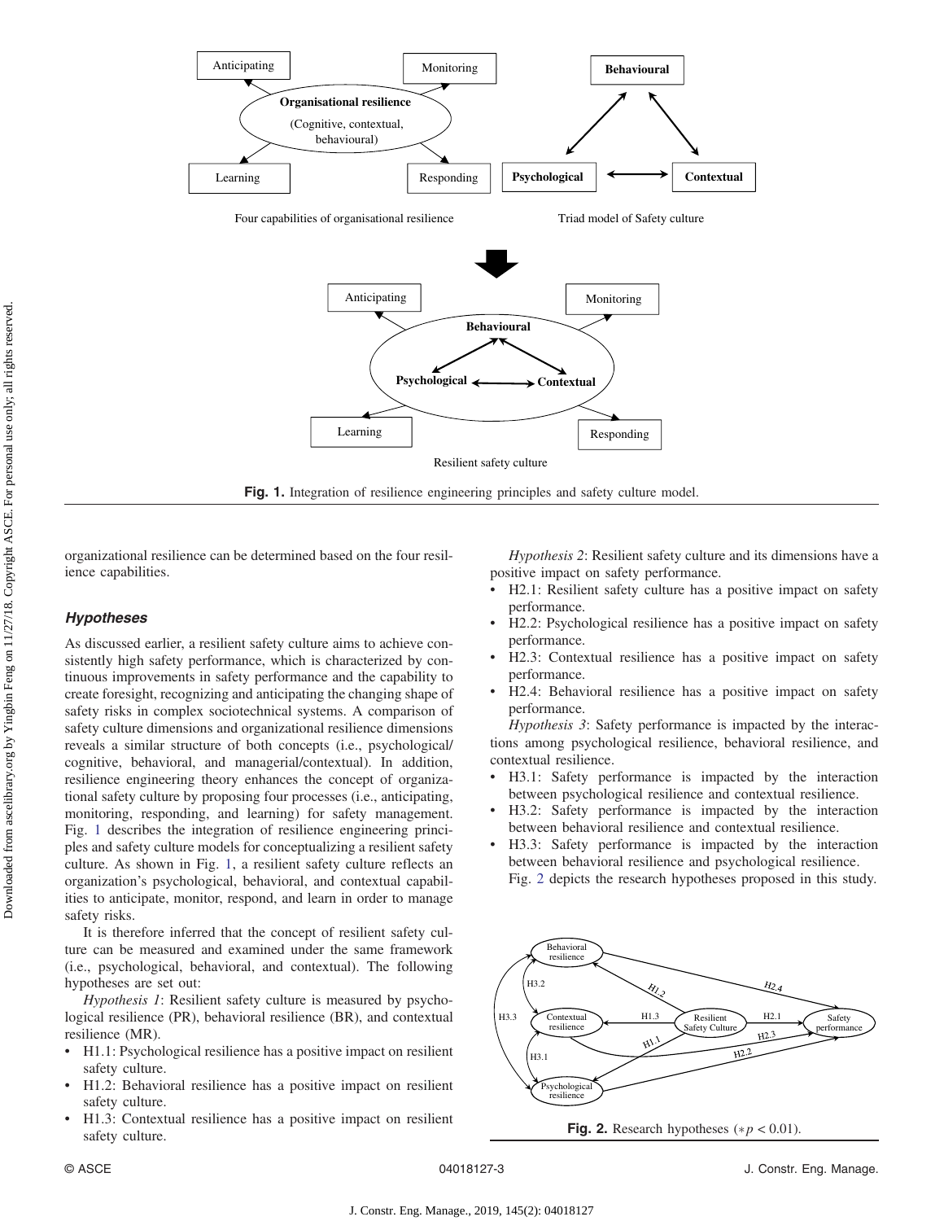Fig. 1. Integration of resilience engineering principles and safety culture model.

organizational resilience can be determined based on the four resilience capabilities.

### Hypotheses

As discussed earlier, a resilient safety culture aims to achieve consistently high safety performance, which is characterized by continuous improvements in safety performance and the capability to create foresight, recognizing and anticipating the changing shape of safety risks in complex sociotechnical systems. A comparison of safety culture dimensions and organizational resilience dimensions reveals a similar structure of both concepts (i.e., psychological/cognitive, behavioral, and managerial/contextual). In addition, resilience engineering theory enhances the concept of organizational safety culture by proposing four processes (i.e., anticipating, monitoring, responding, and learning) for safety management. Fig. 1 describes the integration of resilience engineering principles and safety culture models for conceptualizing a resilient safety culture. As shown in Fig. 1, a resilient safety culture reflects an organization's psychological, behavioral, and contextual capabilities to anticipate, monitor, respond, and learn in order to manage safety risks.

It is therefore inferred that the concept of resilient safety culture can be measured and examined under the same framework (i.e., psychological, behavioral, and contextual). The following hypotheses are set out:

*Hypothesis 1*: Resilient safety culture is measured by psychological resilience (PR), behavioral resilience (BR), and contextual resilience (MR).

- H1.1: Psychological resilience has a positive impact on resilient safety culture.
- H1.2: Behavioral resilience has a positive impact on resilient safety culture.
- H1.3: Contextual resilience has a positive impact on resilient safety culture.

*Hypothesis 2*: Resilient safety culture and its dimensions have a positive impact on safety performance.

- H2.1: Resilient safety culture has a positive impact on safety performance.
- H2.2: Psychological resilience has a positive impact on safety performance.
- H2.3: Contextual resilience has a positive impact on safety performance.
- H2.4: Behavioral resilience has a positive impact on safety performance.

*Hypothesis 3*: Safety performance is impacted by the interactions among psychological resilience, behavioral resilience, and contextual resilience.

- H3.1: Safety performance is impacted by the interaction between psychological resilience and contextual resilience.
- H3.2: Safety performance is impacted by the interaction between behavioral resilience and contextual resilience.
- H3.3: Safety performance is impacted by the interaction between behavioral resilience and psychological resilience.

Fig. 2 depicts the research hypotheses proposed in this study.

Fig. 2. Research hypotheses ($*p < 0.01$).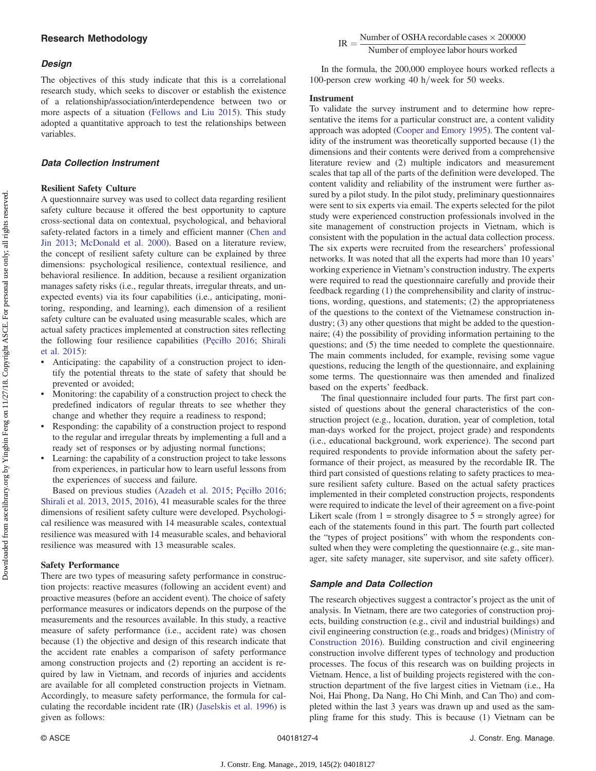## Research Methodology

### Design

The objectives of this study indicate that this is a correlational research study, which seeks to discover or establish the existence of a relationship/association/interdependence between two or more aspects of a situation (Fellows and Liu 2015). This study adopted a quantitative approach to test the relationships between variables.

### Data Collection Instrument

#### Resilient Safety Culture

A questionnaire survey was used to collect data regarding resilient safety culture because it offered the best opportunity to capture cross-sectional data on contextual, psychological, and behavioral safety-related factors in a timely and efficient manner (Chen and Jin 2013; McDonald et al. 2000). Based on a literature review, the concept of resilient safety culture can be explained by three dimensions: psychological resilience, contextual resilience, and behavioral resilience. In addition, because a resilient organization manages safety risks (i.e., regular threats, irregular threats, and unexpected events) via its four capabilities (i.e., anticipating, monitoring, responding, and learning), each dimension of a resilient safety culture can be evaluated using measurable scales, which are actual safety practices implemented at construction sites reflecting the following four resilience capabilities (Pęciłło 2016; Shirali et al. 2015):

- Anticipating: the capability of a construction project to identify the potential threats to the state of safety that should be prevented or avoided;
- Monitoring: the capability of a construction project to check the predefined indicators of regular threats to see whether they change and whether they require a readiness to respond;
- Responding: the capability of a construction project to respond to the regular and irregular threats by implementing a full and a ready set of responses or by adjusting normal functions;
- Learning: the capability of a construction project to take lessons from experiences, in particular how to learn useful lessons from the experiences of success and failure.

Based on previous studies (Azadeh et al. 2015; Pęciłło 2016; Shirali et al. 2013, 2015, 2016), 41 measurable scales for the three dimensions of resilient safety culture were developed. Psychological resilience was measured with 14 measurable scales, contextual resilience was measured with 14 measurable scales, and behavioral resilience was measured with 13 measurable scales.

#### Safety Performance

There are two types of measuring safety performance in construction projects: reactive measures (following an accident event) and proactive measures (before an accident event). The choice of safety performance measures or indicators depends on the purpose of the measurements and the resources available. In this study, a reactive measure of safety performance (i.e., accident rate) was chosen because (1) the objective and design of this research indicate that the accident rate enables a comparison of safety performance among construction projects and (2) reporting an accident is required by law in Vietnam, and records of injuries and accidents are available for all completed construction projects in Vietnam. Accordingly, to measure safety performance, the formula for calculating the recordable incident rate (IR) (Jaselskis et al. 1996) is given as follows:

$$\text{IR} = \frac{\text{Number of OSHA recordable cases} \times 200000}{\text{Number of employee labor hours worked}}$$

In the formula, the 200,000 employee hours worked reflects a 100-person crew working 40 h/week for 50 weeks.

#### Instrument

To validate the survey instrument and to determine how representative the items for a particular construct are, a content validity approach was adopted (Cooper and Emory 1995). The content validity of the instrument was theoretically supported because (1) the dimensions and their contents were derived from a comprehensive literature review and (2) multiple indicators and measurement scales that tap all of the parts of the definition were developed. The content validity and reliability of the instrument were further assured by a pilot study. In the pilot study, preliminary questionnaires were sent to six experts via email. The experts selected for the pilot study were experienced construction professionals involved in the site management of construction projects in Vietnam, which is consistent with the population in the actual data collection process. The six experts were recruited from the researchers' professional networks. It was noted that all the experts had more than 10 years' working experience in Vietnam's construction industry. The experts were required to read the questionnaire carefully and provide their feedback regarding (1) the comprehensibility and clarity of instructions, wording, questions, and statements; (2) the appropriateness of the questions to the context of the Vietnamese construction industry; (3) any other questions that might be added to the questionnaire; (4) the possibility of providing information pertaining to the questions; and (5) the time needed to complete the questionnaire. The main comments included, for example, revising some vague questions, reducing the length of the questionnaire, and explaining some terms. The questionnaire was then amended and finalized based on the experts' feedback.

The final questionnaire included four parts. The first part consisted of questions about the general characteristics of the construction project (e.g., location, duration, year of completion, total man-days worked for the project, project grade) and respondents (i.e., educational background, work experience). The second part required respondents to provide information about the safety performance of their project, as measured by the recordable IR. The third part consisted of questions relating to safety practices to measure resilient safety culture. Based on the actual safety practices implemented in their completed construction projects, respondents were required to indicate the level of their agreement on a five-point Likert scale (from 1 = strongly disagree to 5 = strongly agree) for each of the statements found in this part. The fourth part collected the "types of project positions" with whom the respondents consulted when they were completing the questionnaire (e.g., site manager, site safety manager, site supervisor, and site safety officer).

### Sample and Data Collection

The research objectives suggest a contractor's project as the unit of analysis. In Vietnam, there are two categories of construction projects, building construction (e.g., civil and industrial buildings) and civil engineering construction (e.g., roads and bridges) (Ministry of Construction 2016). Building construction and civil engineering construction involve different types of technology and production processes. The focus of this research was on building projects in Vietnam. Hence, a list of building projects registered with the construction department of the five largest cities in Vietnam (i.e., Ha Noi, Hai Phong, Da Nang, Ho Chi Minh, and Can Tho) and completed within the last 3 years was drawn up and used as the sampling frame for this study. This is because (1) Vietnam can be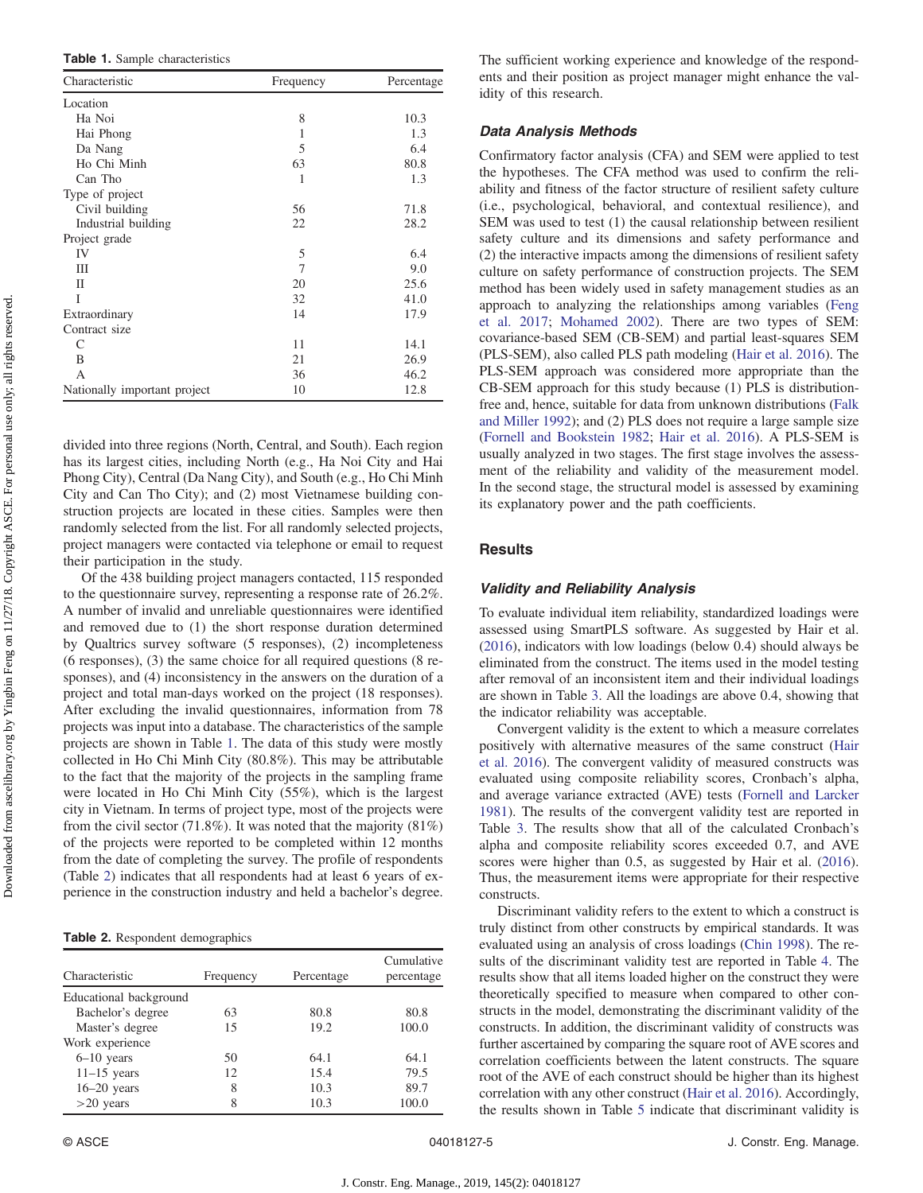**Table 1.** Sample characteristics

| Characteristic | Frequency | Percentage |
|---|---|---|
| Location | | |
| Ha Noi | 8 | 10.3 |
| Hai Phong | 1 | 1.3 |
| Da Nang | 5 | 6.4 |
| Ho Chi Minh | 63 | 80.8 |
| Can Tho | 1 | 1.3 |
| Type of project | | |
| Civil building | 56 | 71.8 |
| Industrial building | 22 | 28.2 |
| Project grade | | |
| IV | 5 | 6.4 |
| III | 7 | 9.0 |
| II | 20 | 25.6 |
| I | 32 | 41.0 |
| Extraordinary | 14 | 17.9 |
| Contract size | | |
| C | 11 | 14.1 |
| B | 21 | 26.9 |
| A | 36 | 46.2 |
| Nationally important project | 10 | 12.8 |

divided into three regions (North, Central, and South). Each region has its largest cities, including North (e.g., Ha Noi City and Hai Phong City), Central (Da Nang City), and South (e.g., Ho Chi Minh City and Can Tho City); and (2) most Vietnamese building construction projects are located in these cities. Samples were then randomly selected from the list. For all randomly selected projects, project managers were contacted via telephone or email to request their participation in the study.

Of the 438 building project managers contacted, 115 responded to the questionnaire survey, representing a response rate of 26.2%. A number of invalid and unreliable questionnaires were identified and removed due to (1) the short response duration determined by Qualtrics survey software (5 responses), (2) incompleteness (6 responses), (3) the same choice for all required questions (8 responses), and (4) inconsistency in the answers on the duration of a project and total man-days worked on the project (18 responses). After excluding the invalid questionnaires, information from 78 projects was input into a database. The characteristics of the sample projects are shown in Table 1. The data of this study were mostly collected in Ho Chi Minh City (80.8%). This may be attributable to the fact that the majority of the projects in the sampling frame were located in Ho Chi Minh City (55%), which is the largest city in Vietnam. In terms of project type, most of the projects were from the civil sector (71.8%). It was noted that the majority (81%) of the projects were reported to be completed within 12 months from the date of completing the survey. The profile of respondents (Table 2) indicates that all respondents had at least 6 years of experience in the construction industry and held a bachelor's degree.

**Table 2.** Respondent demographics

| Characteristic | Frequency | Percentage | Cumulative percentage |
|---|---|---|---|
| Educational background | | | |
| Bachelor's degree | 63 | 80.8 | 80.8 |
| Master's degree | 15 | 19.2 | 100.0 |
| Work experience | | | |
| 6–10 years | 50 | 64.1 | 64.1 |
| 11–15 years | 12 | 15.4 | 79.5 |
| 16–20 years | 8 | 10.3 | 89.7 |
| >20 years | 8 | 10.3 | 100.0 |

The sufficient working experience and knowledge of the respondents and their position as project manager might enhance the validity of this research.

### Data Analysis Methods

Confirmatory factor analysis (CFA) and SEM were applied to test the hypotheses. The CFA method was used to confirm the reliability and fitness of the factor structure of resilient safety culture (i.e., psychological, behavioral, and contextual resilience), and SEM was used to test (1) the causal relationship between resilient safety culture and its dimensions and safety performance and (2) the interactive impacts among the dimensions of resilient safety culture on safety performance of construction projects. The SEM method has been widely used in safety management studies as an approach to analyzing the relationships among variables (Feng et al. 2017; Mohamed 2002). There are two types of SEM: covariance-based SEM (CB-SEM) and partial least-squares SEM (PLS-SEM), also called PLS path modeling (Hair et al. 2016). The PLS-SEM approach was considered more appropriate than the CB-SEM approach for this study because (1) PLS is distribution-free and, hence, suitable for data from unknown distributions (Falk and Miller 1992); and (2) PLS does not require a large sample size (Fornell and Bookstein 1982; Hair et al. 2016). A PLS-SEM is usually analyzed in two stages. The first stage involves the assessment of the reliability and validity of the measurement model. In the second stage, the structural model is assessed by examining its explanatory power and the path coefficients.

## Results

### Validity and Reliability Analysis

To evaluate individual item reliability, standardized loadings were assessed using SmartPLS software. As suggested by Hair et al. (2016), indicators with low loadings (below 0.4) should always be eliminated from the construct. The items used in the model testing after removal of an inconsistent item and their individual loadings are shown in Table 3. All the loadings are above 0.4, showing that the indicator reliability was acceptable.

Convergent validity is the extent to which a measure correlates positively with alternative measures of the same construct (Hair et al. 2016). The convergent validity of measured constructs was evaluated using composite reliability scores, Cronbach's alpha, and average variance extracted (AVE) tests (Fornell and Larcker 1981). The results of the convergent validity test are reported in Table 3. The results show that all of the calculated Cronbach's alpha and composite reliability scores exceeded 0.7, and AVE scores were higher than 0.5, as suggested by Hair et al. (2016). Thus, the measurement items were appropriate for their respective constructs.

Discriminant validity refers to the extent to which a construct is truly distinct from other constructs by empirical standards. It was evaluated using an analysis of cross loadings (Chin 1998). The results of the discriminant validity test are reported in Table 4. The results show that all items loaded higher on the construct they were theoretically specified to measure when compared to other constructs in the model, demonstrating the discriminant validity of the constructs. In addition, the discriminant validity of constructs was further ascertained by comparing the square root of AVE scores and correlation coefficients between the latent constructs. The square root of the AVE of each construct should be higher than its highest correlation with any other construct (Hair et al. 2016). Accordingly, the results shown in Table 5 indicate that discriminant validity is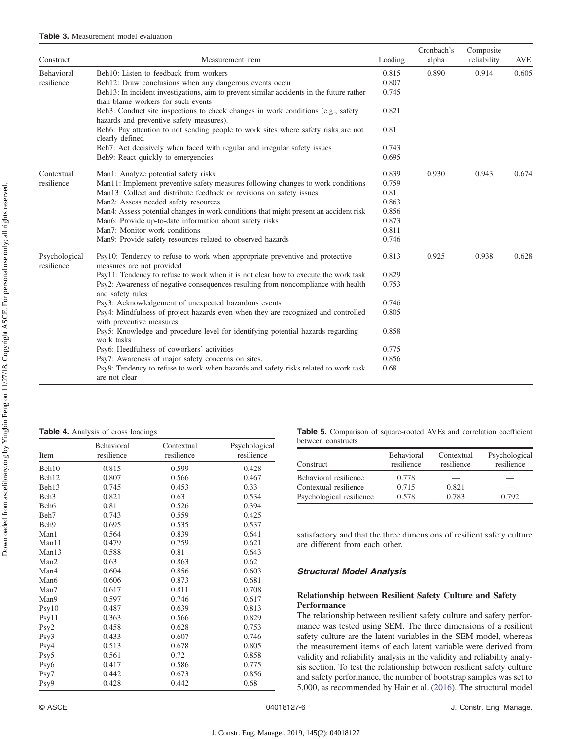**Table 3.** Measurement model evaluation

| Construct | Measurement item | Loading | Cronbach's alpha | Composite reliability | AVE |
|---|---|---|---|---|---|
| Behavioral resilience | Beh10: Listen to feedback from workers | 0.815 | 0.890 | 0.914 | 0.605 |
| | Beh12: Draw conclusions when any dangerous events occur | 0.807 | | | |
| | Beh13: In incident investigations, aim to prevent similar accidents in the future rather than blame workers for such events | 0.745 | | | |
| | Beh3: Conduct site inspections to check changes in work conditions (e.g., safety hazards and preventive safety measures). | 0.821 | | | |
| | Beh6: Pay attention to not sending people to work sites where safety risks are not clearly defined | 0.81 | | | |
| | Beh7: Act decisively when faced with regular and irregular safety issues | 0.743 | | | |
| | Beh9: React quickly to emergencies | 0.695 | | | |
| Contextual resilience | Man1: Analyze potential safety risks | 0.839 | 0.930 | 0.943 | 0.674 |
| | Man11: Implement preventive safety measures following changes to work conditions | 0.759 | | | |
| | Man13: Collect and distribute feedback or revisions on safety issues | 0.81 | | | |
| | Man2: Assess needed safety resources | 0.863 | | | |
| | Man4: Assess potential changes in work conditions that might present an accident risk | 0.856 | | | |
| | Man6: Provide up-to-date information about safety risks | 0.873 | | | |
| | Man7: Monitor work conditions | 0.811 | | | |
| | Man9: Provide safety resources related to observed hazards | 0.746 | | | |
| Psychological resilience | Psy10: Tendency to refuse to work when appropriate preventive and protective measures are not provided | 0.813 | 0.925 | 0.938 | 0.628 |
| | Psy11: Tendency to refuse to work when it is not clear how to execute the work task | 0.829 | | | |
| | Psy2: Awareness of negative consequences resulting from noncompliance with health and safety rules | 0.753 | | | |
| | Psy3: Acknowledgement of unexpected hazardous events | 0.746 | | | |
| | Psy4: Mindfulness of project hazards even when they are recognized and controlled with preventive measures | 0.805 | | | |
| | Psy5: Knowledge and procedure level for identifying potential hazards regarding work tasks | 0.858 | | | |
| | Psy6: Heedfulness of coworkers' activities | 0.775 | | | |
| | Psy7: Awareness of major safety concerns on sites. | 0.856 | | | |
| | Psy9: Tendency to refuse to work when hazards and safety risks related to work task are not clear | 0.68 | | | |

**Table 4.** Analysis of cross loadings

| Item | Behavioral resilience | Contextual resilience | Psychological resilience |
|---|---|---|---|
| Beh10 | 0.815 | 0.599 | 0.428 |
| Beh12 | 0.807 | 0.566 | 0.467 |
| Beh13 | 0.745 | 0.453 | 0.33 |
| Beh3 | 0.821 | 0.63 | 0.534 |
| Beh6 | 0.81 | 0.526 | 0.394 |
| Beh7 | 0.743 | 0.559 | 0.425 |
| Beh9 | 0.695 | 0.535 | 0.537 |
| Man1 | 0.564 | 0.839 | 0.641 |
| Man11 | 0.479 | 0.759 | 0.621 |
| Man13 | 0.588 | 0.81 | 0.643 |
| Man2 | 0.63 | 0.863 | 0.62 |
| Man4 | 0.604 | 0.856 | 0.603 |
| Man6 | 0.606 | 0.873 | 0.681 |
| Man7 | 0.617 | 0.811 | 0.708 |
| Man9 | 0.597 | 0.746 | 0.617 |
| Psy10 | 0.487 | 0.639 | 0.813 |
| Psy11 | 0.363 | 0.566 | 0.829 |
| Psy2 | 0.458 | 0.628 | 0.753 |
| Psy3 | 0.433 | 0.607 | 0.746 |
| Psy4 | 0.513 | 0.678 | 0.805 |
| Psy5 | 0.561 | 0.72 | 0.858 |
| Psy6 | 0.417 | 0.586 | 0.775 |
| Psy7 | 0.442 | 0.673 | 0.856 |
| Psy9 | 0.428 | 0.442 | 0.68 |

**Table 5.** Comparison of square-rooted AVEs and correlation coefficient between constructs

| Construct | Behavioral resilience | Contextual resilience | Psychological resilience |
|---|---|---|---|
| Behavioral resilience | 0.778 | — | — |
| Contextual resilience | 0.715 | 0.821 | — |
| Psychological resilience | 0.578 | 0.783 | 0.792 |

satisfactory and that the three dimensions of resilient safety culture are different from each other.

### Structural Model Analysis

#### Relationship between Resilient Safety Culture and Safety Performance

The relationship between resilient safety culture and safety performance was tested using SEM. The three dimensions of a resilient safety culture are the latent variables in the SEM model, whereas the measurement items of each latent variable were derived from validity and reliability analysis in the validity and reliability analysis section. To test the relationship between resilient safety culture and safety performance, the number of bootstrap samples was set to 5,000, as recommended by Hair et al. (2016). The structural model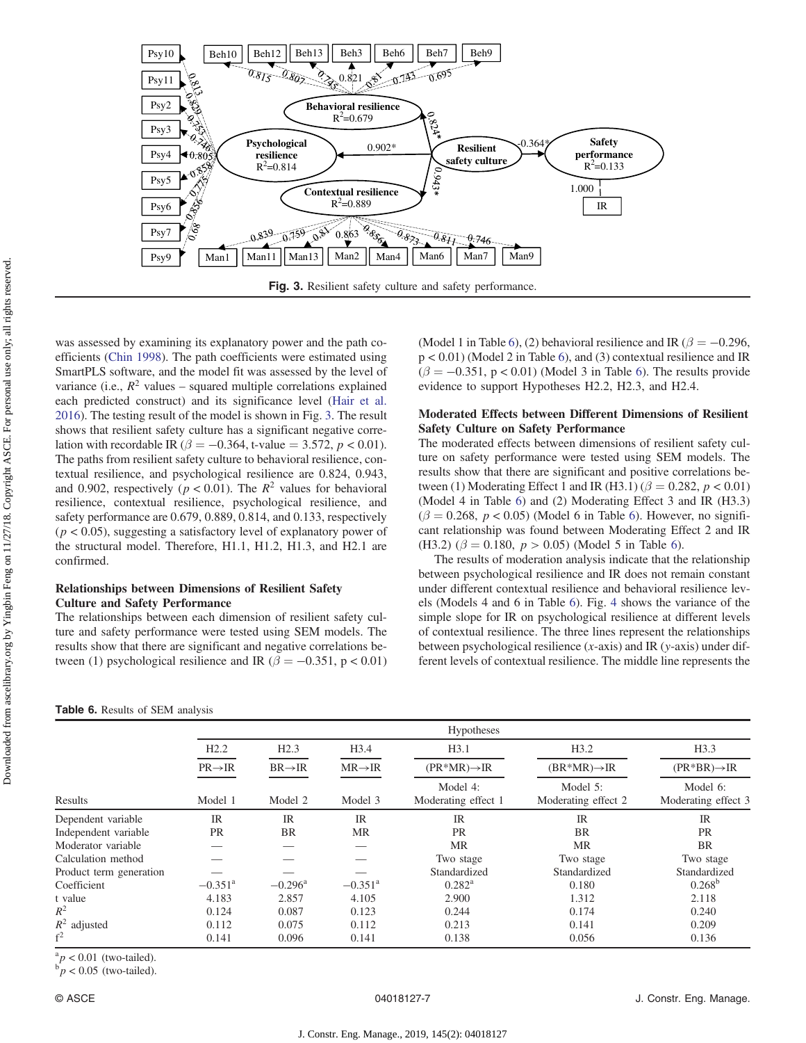**Fig. 3.** Resilient safety culture and safety performance.

was assessed by examining its explanatory power and the path coefficients (Chin 1998). The path coefficients were estimated using SmartPLS software, and the model fit was assessed by the level of variance (i.e., $R^2$ values – squared multiple correlations explained each predicted construct) and its significance level (Hair et al. 2016). The testing result of the model is shown in Fig. 3. The result shows that resilient safety culture has a significant negative correlation with recordable IR ($\beta = -0.364$, t-value = 3.572, $p < 0.01$). The paths from resilient safety culture to behavioral resilience, contextual resilience, and psychological resilience are 0.824, 0.943, and 0.902, respectively ($p < 0.01$). The $R^2$ values for behavioral resilience, contextual resilience, psychological resilience, and safety performance are 0.679, 0.889, 0.814, and 0.133, respectively ($p < 0.05$), suggesting a satisfactory level of explanatory power of the structural model. Therefore, H1.1, H1.2, H1.3, and H2.1 are confirmed.

### Relationships between Dimensions of Resilient Safety Culture and Safety Performance

The relationships between each dimension of resilient safety culture and safety performance were tested using SEM models. The results show that there are significant and negative correlations between (1) psychological resilience and IR ($\beta = -0.351$, $p < 0.01$) (Model 1 in Table 6), (2) behavioral resilience and IR ($\beta = -0.296$, $p < 0.01$) (Model 2 in Table 6), and (3) contextual resilience and IR ($\beta = -0.351$, $p < 0.01$) (Model 3 in Table 6). The results provide evidence to support Hypotheses H2.2, H2.3, and H2.4.

### Moderated Effects between Different Dimensions of Resilient Safety Culture on Safety Performance

The moderated effects between dimensions of resilient safety culture on safety performance were tested using SEM models. The results show that there are significant and positive correlations between (1) Moderating Effect 1 and IR (H3.1) ($\beta = 0.282$, $p < 0.01$) (Model 4 in Table 6) and (2) Moderating Effect 3 and IR (H3.3) ($\beta = 0.268$, $p < 0.05$) (Model 6 in Table 6). However, no significant relationship was found between Moderating Effect 2 and IR (H3.2) ($\beta = 0.180$, $p > 0.05$) (Model 5 in Table 6).

The results of moderation analysis indicate that the relationship between psychological resilience and IR does not remain constant under different contextual resilience and behavioral resilience levels (Models 4 and 6 in Table 6). Fig. 4 shows the variance of the simple slope for IR on psychological resilience at different levels of contextual resilience. The three lines represent the relationships between psychological resilience ($x$-axis) and IR ($y$-axis) under different levels of contextual resilience. The middle line represents the

**Table 6.** Results of SEM analysis

| | Hypotheses | | | | | |
|---|---|---|---|---|---|---|
| | H2.2 | H2.3 | H3.4 | H3.1 | H3.2 | H3.3 |
| | PR→IR | BR→IR | MR→IR | (PR*MR)→IR | (BR*MR)→IR | (PR*BR)→IR |
| Results | Model 1 | Model 2 | Model 3 | Model 4: Moderating effect 1 | Model 5: Moderating effect 2 | Model 6: Moderating effect 3 |
| Dependent variable | IR | IR | IR | IR | IR | IR |
| Independent variable | PR | BR | MR | PR | BR | PR |
| Moderator variable | — | — | — | MR | MR | BR |
| Calculation method | — | — | — | Two stage | Two stage | Two stage |
| Product term generation | — | — | — | Standardized | Standardized | Standardized |
| Coefficient | $-0.351^a$ | $-0.296^a$ | $-0.351^a$ | $0.282^a$ | 0.180 | $0.268^b$ |
| t value | 4.183 | 2.857 | 4.105 | 2.900 | 1.312 | 2.118 |
| $R^2$ | 0.124 | 0.087 | 0.123 | 0.244 | 0.174 | 0.240 |
| $R^2$ adjusted | 0.112 | 0.075 | 0.112 | 0.213 | 0.141 | 0.209 |
| $f^2$ | 0.141 | 0.096 | 0.141 | 0.138 | 0.056 | 0.136 |

[a] $p < 0.01$ (two-tailed).
[b] $p < 0.05$ (two-tailed).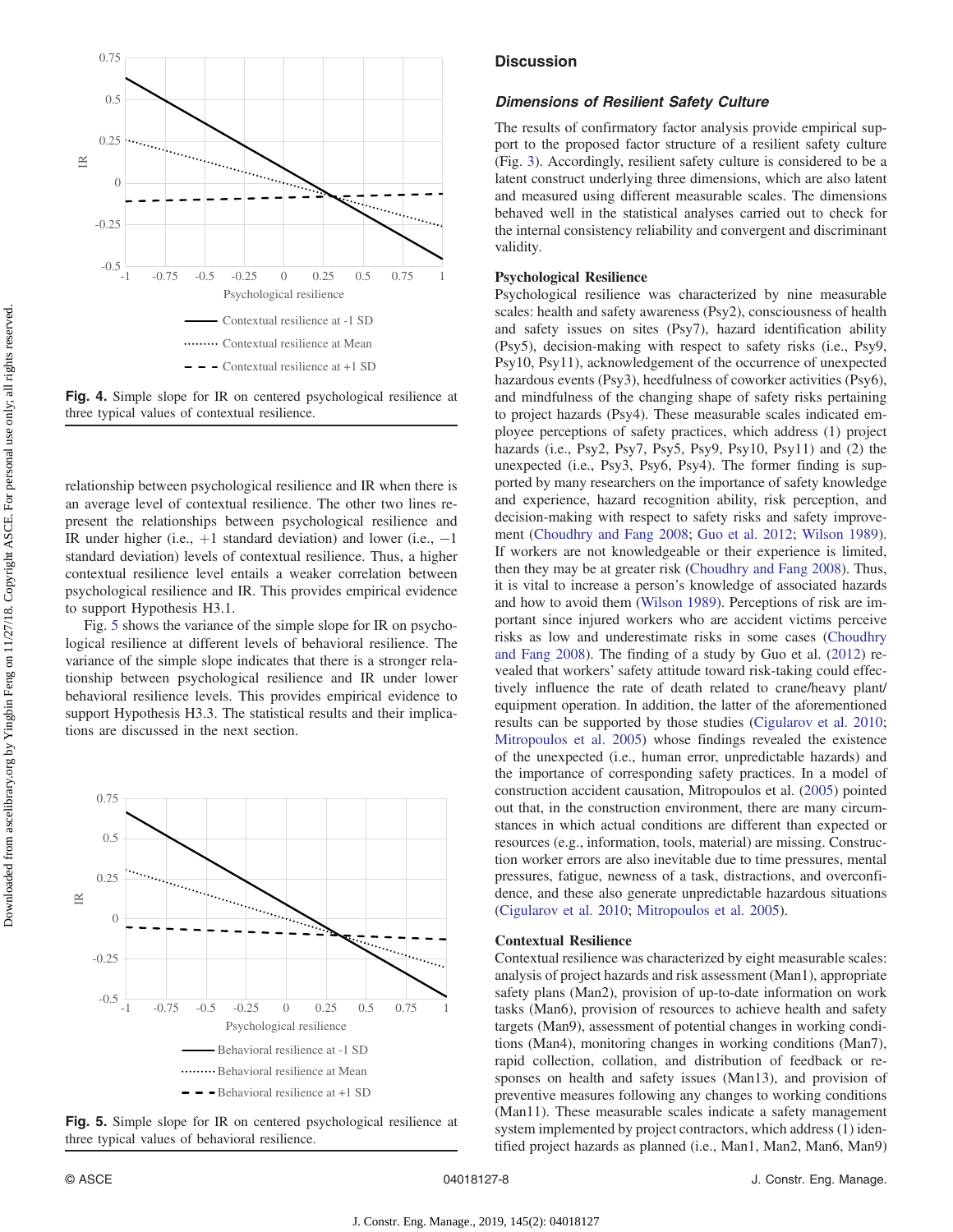Fig. 4. Simple slope for IR on centered psychological resilience at three typical values of contextual resilience.

relationship between psychological resilience and IR when there is an average level of contextual resilience. The other two lines represent the relationships between psychological resilience and IR under higher (i.e., +1 standard deviation) and lower (i.e., −1 standard deviation) levels of contextual resilience. Thus, a higher contextual resilience level entails a weaker correlation between psychological resilience and IR. This provides empirical evidence to support Hypothesis H3.1.

Fig. 5 shows the variance of the simple slope for IR on psychological resilience at different levels of behavioral resilience. The variance of the simple slope indicates that there is a stronger relationship between psychological resilience and IR under lower behavioral resilience levels. This provides empirical evidence to support Hypothesis H3.3. The statistical results and their implications are discussed in the next section.

Fig. 5. Simple slope for IR on centered psychological resilience at three typical values of behavioral resilience.

## Discussion

### Dimensions of Resilient Safety Culture

The results of confirmatory factor analysis provide empirical support to the proposed factor structure of a resilient safety culture (Fig. 3). Accordingly, resilient safety culture is considered to be a latent construct underlying three dimensions, which are also latent and measured using different measurable scales. The dimensions behaved well in the statistical analyses carried out to check for the internal consistency reliability and convergent and discriminant validity.

#### Psychological Resilience

Psychological resilience was characterized by nine measurable scales: health and safety awareness (Psy2), consciousness of health and safety issues on sites (Psy7), hazard identification ability (Psy5), decision-making with respect to safety risks (i.e., Psy9, Psy10, Psy11), acknowledgement of the occurrence of unexpected hazardous events (Psy3), heedfulness of coworker activities (Psy6), and mindfulness of the changing shape of safety risks pertaining to project hazards (Psy4). These measurable scales indicated employee perceptions of safety practices, which address (1) project hazards (i.e., Psy2, Psy7, Psy5, Psy9, Psy10, Psy11) and (2) the unexpected (i.e., Psy3, Psy6, Psy4). The former finding is supported by many researchers on the importance of safety knowledge and experience, hazard recognition ability, risk perception, and decision-making with respect to safety risks and safety improvement (Choudhry and Fang 2008; Guo et al. 2012; Wilson 1989). If workers are not knowledgeable or their experience is limited, then they may be at greater risk (Choudhry and Fang 2008). Thus, it is vital to increase a person's knowledge of associated hazards and how to avoid them (Wilson 1989). Perceptions of risk are important since injured workers who are accident victims perceive risks as low and underestimate risks in some cases (Choudhry and Fang 2008). The finding of a study by Guo et al. (2012) revealed that workers' safety attitude toward risk-taking could effectively influence the rate of death related to crane/heavy plant/equipment operation. In addition, the latter of the aforementioned results can be supported by those studies (Cigularov et al. 2010; Mitropoulos et al. 2005) whose findings revealed the existence of the unexpected (i.e., human error, unpredictable hazards) and the importance of corresponding safety practices. In a model of construction accident causation, Mitropoulos et al. (2005) pointed out that, in the construction environment, there are many circumstances in which actual conditions are different than expected or resources (e.g., information, tools, material) are missing. Construction worker errors are also inevitable due to time pressures, mental pressures, fatigue, newness of a task, distractions, and overconfidence, and these also generate unpredictable hazardous situations (Cigularov et al. 2010; Mitropoulos et al. 2005).

#### Contextual Resilience

Contextual resilience was characterized by eight measurable scales: analysis of project hazards and risk assessment (Man1), appropriate safety plans (Man2), provision of up-to-date information on work tasks (Man6), provision of resources to achieve health and safety targets (Man9), assessment of potential changes in working conditions (Man4), monitoring changes in working conditions (Man7), rapid collection, collation, and distribution of feedback or responses on health and safety issues (Man13), and provision of preventive measures following any changes to working conditions (Man11). These measurable scales indicate a safety management system implemented by project contractors, which address (1) identified project hazards as planned (i.e., Man1, Man2, Man6, Man9)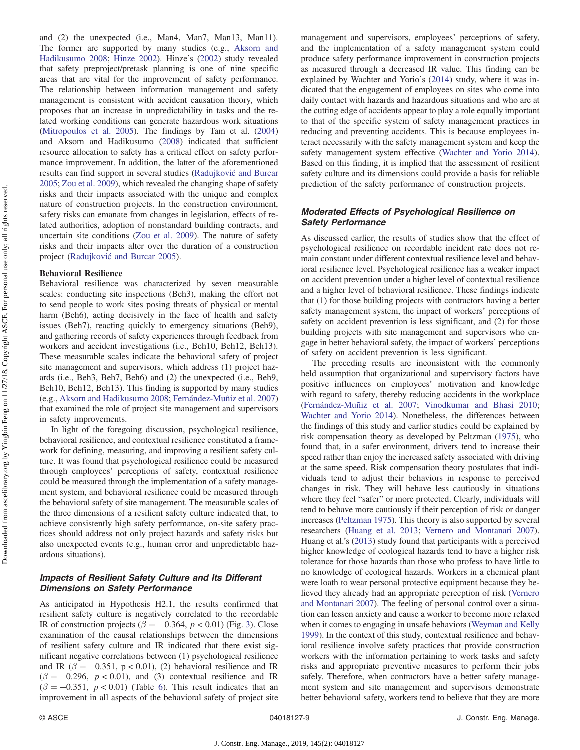and (2) the unexpected (i.e., Man4, Man7, Man13, Man11). The former are supported by many studies (e.g., Aksorn and Hadikusumo 2008; Hinze 2002). Hinze's (2002) study revealed that safety preproject/pretask planning is one of nine specific areas that are vital for the improvement of safety performance. The relationship between information management and safety management is consistent with accident causation theory, which proposes that an increase in unpredictability in tasks and the related working conditions can generate hazardous work situations (Mitropoulos et al. 2005). The findings by Tam et al. (2004) and Aksorn and Hadikusumo (2008) indicated that sufficient resource allocation to safety has a critical effect on safety performance improvement. In addition, the latter of the aforementioned results can find support in several studies (Radujković and Burcar 2005; Zou et al. 2009), which revealed the changing shape of safety risks and their impacts associated with the unique and complex nature of construction projects. In the construction environment, safety risks can emanate from changes in legislation, effects of related authorities, adoption of nonstandard building contracts, and uncertain site conditions (Zou et al. 2009). The nature of safety risks and their impacts alter over the duration of a construction project (Radujković and Burcar 2005).

**Behavioral Resilience**

Behavioral resilience was characterized by seven measurable scales: conducting site inspections (Beh3), making the effort not to send people to work sites posing threats of physical or mental harm (Beh6), acting decisively in the face of health and safety issues (Beh7), reacting quickly to emergency situations (Beh9), and gathering records of safety experiences through feedback from workers and accident investigations (i.e., Beh10, Beh12, Beh13). These measurable scales indicate the behavioral safety of project site management and supervisors, which address (1) project hazards (i.e., Beh3, Beh7, Beh6) and (2) the unexpected (i.e., Beh9, Beh10, Beh12, Beh13). This finding is supported by many studies (e.g., Aksorn and Hadikusumo 2008; Fernández-Muñiz et al. 2007) that examined the role of project site management and supervisors in safety improvements.

In light of the foregoing discussion, psychological resilience, behavioral resilience, and contextual resilience constituted a framework for defining, measuring, and improving a resilient safety culture. It was found that psychological resilience could be measured through employees' perceptions of safety, contextual resilience could be measured through the implementation of a safety management system, and behavioral resilience could be measured through the behavioral safety of site management. The measurable scales of the three dimensions of a resilient safety culture indicated that, to achieve consistently high safety performance, on-site safety practices should address not only project hazards and safety risks but also unexpected events (e.g., human error and unpredictable hazardous situations).

### Impacts of Resilient Safety Culture and Its Different Dimensions on Safety Performance

As anticipated in Hypothesis H2.1, the results confirmed that resilient safety culture is negatively correlated to the recordable IR of construction projects ($\beta = -0.364$, $p < 0.01$) (Fig. 3). Close examination of the causal relationships between the dimensions of resilient safety culture and IR indicated that there exist significant negative correlations between (1) psychological resilience and IR ($\beta = -0.351$, $p < 0.01$), (2) behavioral resilience and IR ($\beta = -0.296$, $p < 0.01$), and (3) contextual resilience and IR ($\beta = -0.351$, $p < 0.01$) (Table 6). This result indicates that an improvement in all aspects of the behavioral safety of project site management and supervisors, employees' perceptions of safety, and the implementation of a safety management system could produce safety performance improvement in construction projects as measured through a decreased IR value. This finding can be explained by Wachter and Yorio's (2014) study, where it was indicated that the engagement of employees on sites who come into daily contact with hazards and hazardous situations and who are at the cutting edge of accidents appear to play a role equally important to that of the specific system of safety management practices in reducing and preventing accidents. This is because employees interact necessarily with the safety management system and keep the safety management system effective (Wachter and Yorio 2014). Based on this finding, it is implied that the assessment of resilient safety culture and its dimensions could provide a basis for reliable prediction of the safety performance of construction projects.

### Moderated Effects of Psychological Resilience on Safety Performance

As discussed earlier, the results of studies show that the effect of psychological resilience on recordable incident rate does not remain constant under different contextual resilience level and behavioral resilience level. Psychological resilience has a weaker impact on accident prevention under a higher level of contextual resilience and a higher level of behavioral resilience. These findings indicate that (1) for those building projects with contractors having a better safety management system, the impact of workers' perceptions of safety on accident prevention is less significant, and (2) for those building projects with site management and supervisors who engage in better behavioral safety, the impact of workers' perceptions of safety on accident prevention is less significant.

The preceding results are inconsistent with the commonly held assumption that organizational and supervisory factors have positive influences on employees' motivation and knowledge with regard to safety, thereby reducing accidents in the workplace (Fernández-Muñiz et al. 2007; Vinodkumar and Bhasi 2010; Wachter and Yorio 2014). Nonetheless, the differences between the findings of this study and earlier studies could be explained by risk compensation theory as developed by Peltzman (1975), who found that, in a safer environment, drivers tend to increase their speed rather than enjoy the increased safety associated with driving at the same speed. Risk compensation theory postulates that individuals tend to adjust their behaviors in response to perceived changes in risk. They will behave less cautiously in situations where they feel "safer" or more protected. Clearly, individuals will tend to behave more cautiously if their perception of risk or danger increases (Peltzman 1975). This theory is also supported by several researchers (Huang et al. 2013; Vernero and Montanari 2007). Huang et al.'s (2013) study found that participants with a perceived higher knowledge of ecological hazards tend to have a higher risk tolerance for those hazards than those who profess to have little to no knowledge of ecological hazards. Workers in a chemical plant were loath to wear personal protective equipment because they believed they already had an appropriate perception of risk (Vernero and Montanari 2007). The feeling of personal control over a situation can lessen anxiety and cause a worker to become more relaxed when it comes to engaging in unsafe behaviors (Weyman and Kelly 1999). In the context of this study, contextual resilience and behavioral resilience involve safety practices that provide construction workers with the information pertaining to work tasks and safety risks and appropriate preventive measures to perform their jobs safely. Therefore, when contractors have a better safety management system and site management and supervisors demonstrate better behavioral safety, workers tend to believe that they are more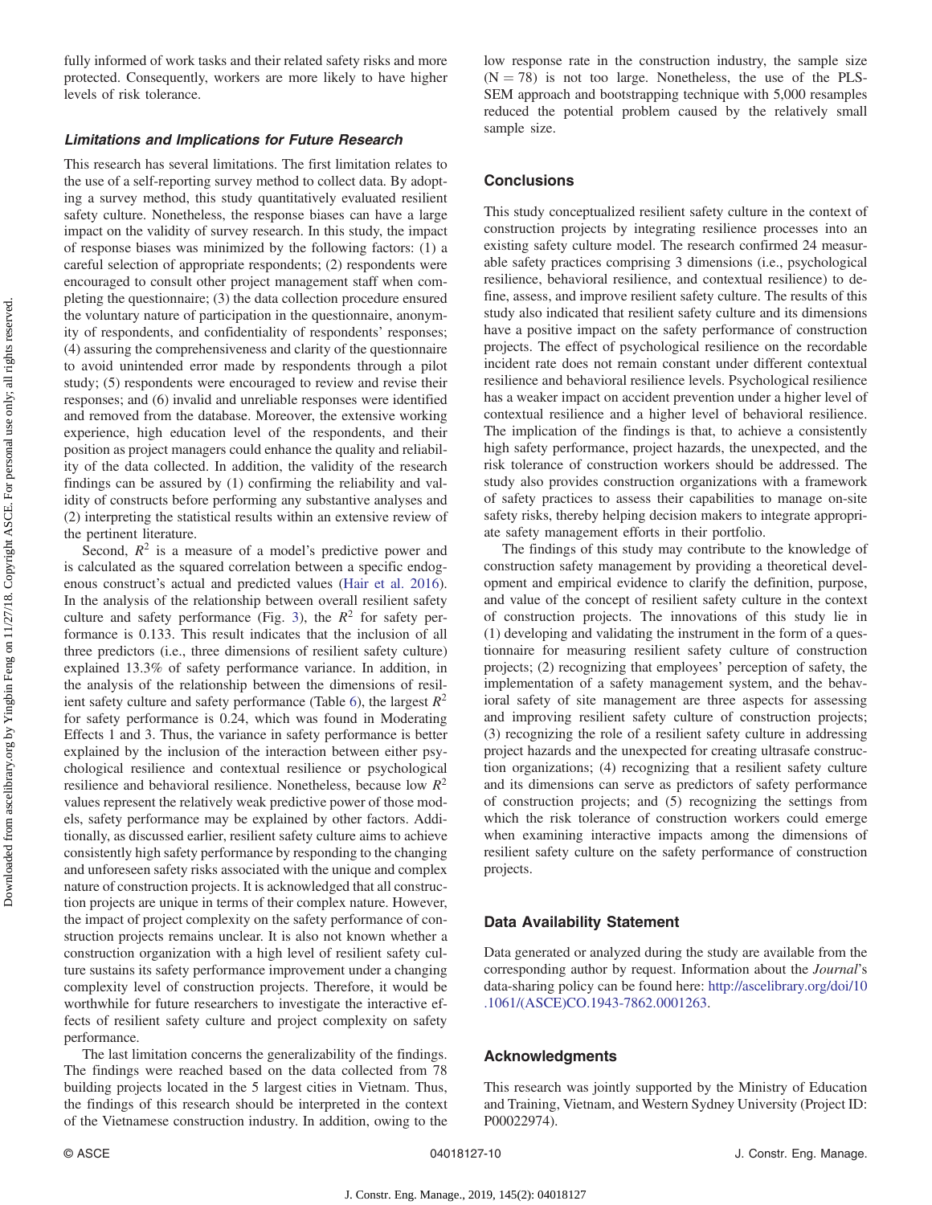fully informed of work tasks and their related safety risks and more protected. Consequently, workers are more likely to have higher levels of risk tolerance.

### *Limitations and Implications for Future Research*

This research has several limitations. The first limitation relates to the use of a self-reporting survey method to collect data. By adopting a survey method, this study quantitatively evaluated resilient safety culture. Nonetheless, the response biases can have a large impact on the validity of survey research. In this study, the impact of response biases was minimized by the following factors: (1) a careful selection of appropriate respondents; (2) respondents were encouraged to consult other project management staff when completing the questionnaire; (3) the data collection procedure ensured the voluntary nature of participation in the questionnaire, anonymity of respondents, and confidentiality of respondents' responses; (4) assuring the comprehensiveness and clarity of the questionnaire to avoid unintended error made by respondents through a pilot study; (5) respondents were encouraged to review and revise their responses; and (6) invalid and unreliable responses were identified and removed from the database. Moreover, the extensive working experience, high education level of the respondents, and their position as project managers could enhance the quality and reliability of the data collected. In addition, the validity of the research findings can be assured by (1) confirming the reliability and validity of constructs before performing any substantive analyses and (2) interpreting the statistical results within an extensive review of the pertinent literature.

Second, $R^2$ is a measure of a model's predictive power and is calculated as the squared correlation between a specific endogenous construct's actual and predicted values (Hair et al. 2016). In the analysis of the relationship between overall resilient safety culture and safety performance (Fig. 3), the $R^2$ for safety performance is 0.133. This result indicates that the inclusion of all three predictors (i.e., three dimensions of resilient safety culture) explained 13.3% of safety performance variance. In addition, in the analysis of the relationship between the dimensions of resilient safety culture and safety performance (Table 6), the largest $R^2$ for safety performance is 0.24, which was found in Moderating Effects 1 and 3. Thus, the variance in safety performance is better explained by the inclusion of the interaction between either psychological resilience and contextual resilience or psychological resilience and behavioral resilience. Nonetheless, because low $R^2$ values represent the relatively weak predictive power of those models, safety performance may be explained by other factors. Additionally, as discussed earlier, resilient safety culture aims to achieve consistently high safety performance by responding to the changing and unforeseen safety risks associated with the unique and complex nature of construction projects. It is acknowledged that all construction projects are unique in terms of their complex nature. However, the impact of project complexity on the safety performance of construction projects remains unclear. It is also not known whether a construction organization with a high level of resilient safety culture sustains its safety performance improvement under a changing complexity level of construction projects. Therefore, it would be worthwhile for future researchers to investigate the interactive effects of resilient safety culture and project complexity on safety performance.

The last limitation concerns the generalizability of the findings. The findings were reached based on the data collected from 78 building projects located in the 5 largest cities in Vietnam. Thus, the findings of this research should be interpreted in the context of the Vietnamese construction industry. In addition, owing to the low response rate in the construction industry, the sample size ($N = 78$) is not too large. Nonetheless, the use of the PLS-SEM approach and bootstrapping technique with 5,000 resamples reduced the potential problem caused by the relatively small sample size.

## Conclusions

This study conceptualized resilient safety culture in the context of construction projects by integrating resilience processes into an existing safety culture model. The research confirmed 24 measurable safety practices comprising 3 dimensions (i.e., psychological resilience, behavioral resilience, and contextual resilience) to define, assess, and improve resilient safety culture. The results of this study also indicated that resilient safety culture and its dimensions have a positive impact on the safety performance of construction projects. The effect of psychological resilience on the recordable incident rate does not remain constant under different contextual resilience and behavioral resilience levels. Psychological resilience has a weaker impact on accident prevention under a higher level of contextual resilience and a higher level of behavioral resilience. The implication of the findings is that, to achieve a consistently high safety performance, project hazards, the unexpected, and the risk tolerance of construction workers should be addressed. The study also provides construction organizations with a framework of safety practices to assess their capabilities to manage on-site safety risks, thereby helping decision makers to integrate appropriate safety management efforts in their portfolio.

The findings of this study may contribute to the knowledge of construction safety management by providing a theoretical development and empirical evidence to clarify the definition, purpose, and value of the concept of resilient safety culture in the context of construction projects. The innovations of this study lie in (1) developing and validating the instrument in the form of a questionnaire for measuring resilient safety culture of construction projects; (2) recognizing that employees' perception of safety, the implementation of a safety management system, and the behavioral safety of site management are three aspects for assessing and improving resilient safety culture of construction projects; (3) recognizing the role of a resilient safety culture in addressing project hazards and the unexpected for creating ultrasafe construction organizations; (4) recognizing that a resilient safety culture and its dimensions can serve as predictors of safety performance of construction projects; and (5) recognizing the settings from which the risk tolerance of construction workers could emerge when examining interactive impacts among the dimensions of resilient safety culture on the safety performance of construction projects.

## Data Availability Statement

Data generated or analyzed during the study are available from the corresponding author by request. Information about the *Journal*'s data-sharing policy can be found here: http://ascelibrary.org/doi/10.1061/(ASCE)CO.1943-7862.0001263.

## Acknowledgments

This research was jointly supported by the Ministry of Education and Training, Vietnam, and Western Sydney University (Project ID: P00022974).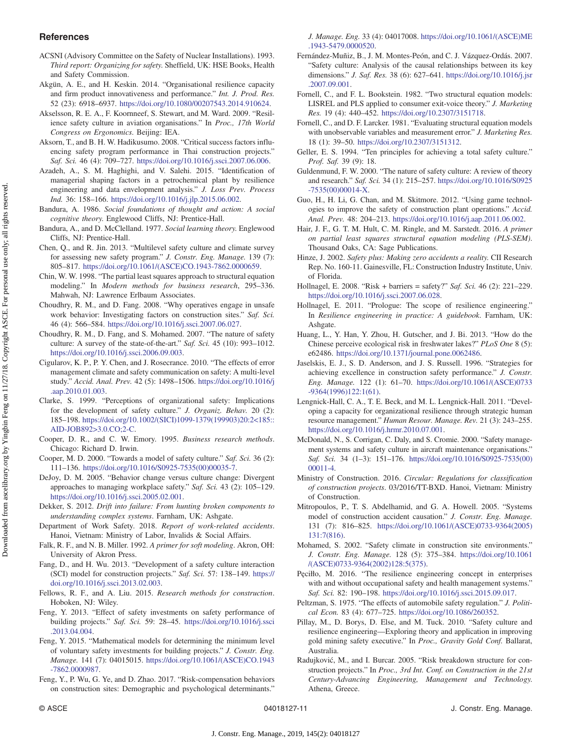## References

ACSNI (Advisory Committee on the Safety of Nuclear Installations). 1993. *Third report: Organizing for safety*. Sheffield, UK: HSE Books, Health and Safety Commission.

Akgün, A. E., and H. Keskin. 2014. "Organisational resilience capacity and firm product innovativeness and performance." *Int. J. Prod. Res.* 52 (23): 6918–6937. https://doi.org/10.1080/00207543.2014.910624.

Akselsson, R. E. A., F. Koornneef, S. Stewart, and M. Ward. 2009. "Resilience safety culture in aviation organisations." In *Proc., 17th World Congress on Ergonomics*. Beijing: IEA.

Aksorn, T., and B. H. W. Hadikusumo. 2008. "Critical success factors influencing safety program performance in Thai construction projects." *Saf. Sci.* 46 (4): 709–727. https://doi.org/10.1016/j.ssci.2007.06.006.

Azadeh, A., S. M. Haghighi, and V. Salehi. 2015. "Identification of managerial shaping factors in a petrochemical plant by resilience engineering and data envelopment analysis." *J. Loss Prev. Process Ind.* 36: 158–166. https://doi.org/10.1016/j.jlp.2015.06.002.

Bandura, A. 1986. *Social foundations of thought and action: A social cognitive theory*. Englewood Cliffs, NJ: Prentice-Hall.

Bandura, A., and D. McClelland. 1977. *Social learning theory*. Englewood Cliffs, NJ: Prentice-Hall.

Chen, Q., and R. Jin. 2013. "Multilevel safety culture and climate survey for assessing new safety program." *J. Constr. Eng. Manage.* 139 (7): 805–817. https://doi.org/10.1061/(ASCE)CO.1943-7862.0000659.

Chin, W. W. 1998. "The partial least squares approach to structural equation modeling." In *Modern methods for business research*, 295–336. Mahwah, NJ: Lawrence Erlbaum Associates.

Choudhry, R. M., and D. Fang. 2008. "Why operatives engage in unsafe work behavior: Investigating factors on construction sites." *Saf. Sci.* 46 (4): 566–584. https://doi.org/10.1016/j.ssci.2007.06.027.

Choudhry, R. M., D. Fang, and S. Mohamed. 2007. "The nature of safety culture: A survey of the state-of-the-art." *Saf. Sci.* 45 (10): 993–1012. https://doi.org/10.1016/j.ssci.2006.09.003.

Cigularov, K. P., P. Y. Chen, and J. Rosecrance. 2010. "The effects of error management climate and safety communication on safety: A multi-level study." *Accid. Anal. Prev.* 42 (5): 1498–1506. https://doi.org/10.1016/j.aap.2010.01.003.

Clarke, S. 1999. "Perceptions of organizational safety: Implications for the development of safety culture." *J. Organiz. Behav.* 20 (2): 185–198. https://doi.org/10.1002/(SICI)1099-1379(199903)20:2<185::AID-JOB892>3.0.CO;2-C.

Cooper, D. R., and C. W. Emory. 1995. *Business research methods*. Chicago: Richard D. Irwin.

Cooper, M. D. 2000. "Towards a model of safety culture." *Saf. Sci.* 36 (2): 111–136. https://doi.org/10.1016/S0925-7535(00)00035-7.

DeJoy, D. M. 2005. "Behavior change versus culture change: Divergent approaches to managing workplace safety." *Saf. Sci.* 43 (2): 105–129. https://doi.org/10.1016/j.ssci.2005.02.001.

Dekker, S. 2012. *Drift into failure: From hunting broken components to understanding complex systems*. Farnham, UK: Ashgate.

Department of Work Safety. 2018. *Report of work-related accidents*. Hanoi, Vietnam: Ministry of Labor, Invalids & Social Affairs.

Falk, R. F., and N. B. Miller. 1992. *A primer for soft modeling*. Akron, OH: University of Akron Press.

Fang, D., and H. Wu. 2013. "Development of a safety culture interaction (SCI) model for construction projects." *Saf. Sci.* 57: 138–149. https://doi.org/10.1016/j.ssci.2013.02.003.

Fellows, R. F., and A. Liu. 2015. *Research methods for construction*. Hoboken, NJ: Wiley.

Feng, Y. 2013. "Effect of safety investments on safety performance of building projects." *Saf. Sci.* 59: 28–45. https://doi.org/10.1016/j.ssci.2013.04.004.

Feng, Y. 2015. "Mathematical models for determining the minimum level of voluntary safety investments for building projects." *J. Constr. Eng. Manage.* 141 (7): 04015015. https://doi.org/10.1061/(ASCE)CO.1943-7862.0000987.

Feng, Y., P. Wu, G. Ye, and D. Zhao. 2017. "Risk-compensation behaviors on construction sites: Demographic and psychological determinants." *J. Manage. Eng.* 33 (4): 04017008. https://doi.org/10.1061/(ASCE)ME.1943-5479.0000520.

Fernández-Muñiz, B., J. M. Montes-Peón, and C. J. Vázquez-Ordás. 2007. "Safety culture: Analysis of the causal relationships between its key dimensions." *J. Saf. Res.* 38 (6): 627–641. https://doi.org/10.1016/j.jsr.2007.09.001.

Fornell, C., and F. L. Bookstein. 1982. "Two structural equation models: LISREL and PLS applied to consumer exit-voice theory." *J. Marketing Res.* 19 (4): 440–452. https://doi.org/10.2307/3151718.

Fornell, C., and D. F. Larcker. 1981. "Evaluating structural equation models with unobservable variables and measurement error." *J. Marketing Res.* 18 (1): 39–50. https://doi.org/10.2307/3151312.

Geller, E. S. 1994. "Ten principles for achieving a total safety culture." *Prof. Saf.* 39 (9): 18.

Guldenmund, F. W. 2000. "The nature of safety culture: A review of theory and research." *Saf. Sci.* 34 (1): 215–257. https://doi.org/10.1016/S0925-7535(00)00014-X.

Guo, H., H. Li, G. Chan, and M. Skitmore. 2012. "Using game technologies to improve the safety of construction plant operations." *Accid. Anal. Prev.* 48: 204–213. https://doi.org/10.1016/j.aap.2011.06.002.

Hair, J. F., G. T. M. Hult, C. M. Ringle, and M. Sarstedt. 2016. *A primer on partial least squares structural equation modeling (PLS-SEM)*. Thousand Oaks, CA: Sage Publications.

Hinze, J. 2002. *Safety plus: Making zero accidents a reality*. CII Research Rep. No. 160-11. Gainesville, FL: Construction Industry Institute, Univ. of Florida.

Hollnagel, E. 2008. "Risk + barriers = safety?" *Saf. Sci.* 46 (2): 221–229. https://doi.org/10.1016/j.ssci.2007.06.028.

Hollnagel, E. 2011. "Prologue: The scope of resilience engineering." In *Resilience engineering in practice: A guidebook*. Farnham, UK: Ashgate.

Huang, L., Y. Han, Y. Zhou, H. Gutscher, and J. Bi. 2013. "How do the Chinese perceive ecological risk in freshwater lakes?" *PLoS One* 8 (5): e62486. https://doi.org/10.1371/journal.pone.0062486.

Jaselskis, E. J., S. D. Anderson, and J. S. Russell. 1996. "Strategies for achieving excellence in construction safety performance." *J. Constr. Eng. Manage.* 122 (1): 61–70. https://doi.org/10.1061/(ASCE)0733-9364(1996)122:1(61).

Lengnick-Hall, C. A., T. E. Beck, and M. L. Lengnick-Hall. 2011. "Developing a capacity for organizational resilience through strategic human resource management." *Human Resour. Manage. Rev.* 21 (3): 243–255. https://doi.org/10.1016/j.hrmr.2010.07.001.

McDonald, N., S. Corrigan, C. Daly, and S. Cromie. 2000. "Safety management systems and safety culture in aircraft maintenance organisations." *Saf. Sci.* 34 (1–3): 151–176. https://doi.org/10.1016/S0925-7535(00)00011-4.

Ministry of Construction. 2016. *Circular: Regulations for classification of construction projects*. 03/2016/TT-BXD. Hanoi, Vietnam: Ministry of Construction.

Mitropoulos, P., T. S. Abdelhamid, and G. A. Howell. 2005. "Systems model of construction accident causation." *J. Constr. Eng. Manage.* 131 (7): 816–825. https://doi.org/10.1061/(ASCE)0733-9364(2005)131:7(816).

Mohamed, S. 2002. "Safety climate in construction site environments." *J. Constr. Eng. Manage.* 128 (5): 375–384. https://doi.org/10.1061/(ASCE)0733-9364(2002)128:5(375).

Pęciłło, M. 2016. "The resilience engineering concept in enterprises with and without occupational safety and health management systems." *Saf. Sci.* 82: 190–198. https://doi.org/10.1016/j.ssci.2015.09.017.

Peltzman, S. 1975. "The effects of automobile safety regulation." *J. Political Econ.* 83 (4): 677–725. https://doi.org/10.1086/260352.

Pillay, M., D. Borys, D. Else, and M. Tuck. 2010. "Safety culture and resilience engineering—Exploring theory and application in improving gold mining safety executive." In *Proc., Gravity Gold Conf.* Ballarat, Australia.

Radujković, M., and I. Burcar. 2005. "Risk breakdown structure for construction projects." In *Proc., 3rd Int. Conf. on Construction in the 21st Century-Advancing Engineering, Management and Technology*. Athena, Greece.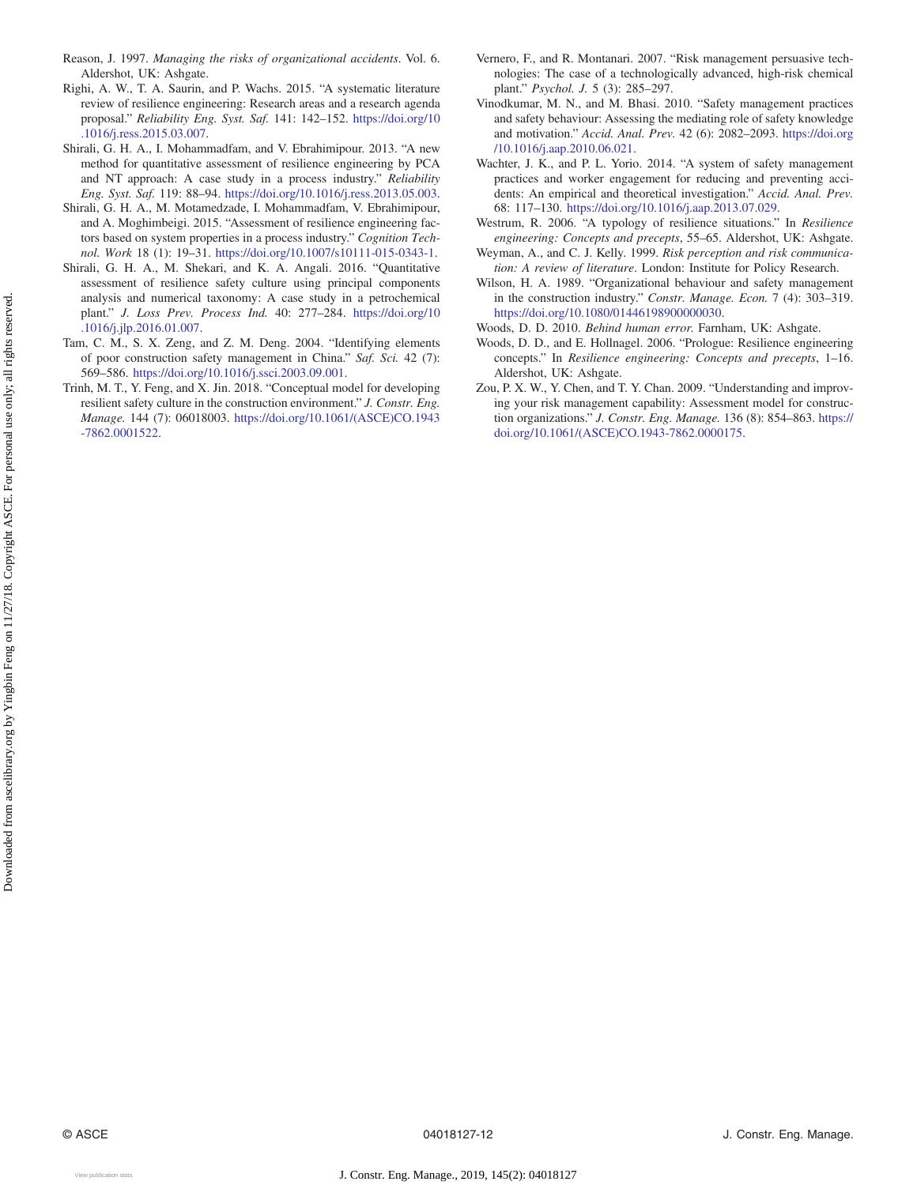Reason, J. 1997. *Managing the risks of organizational accidents*. Vol. 6. Aldershot, UK: Ashgate.

Righi, A. W., T. A. Saurin, and P. Wachs. 2015. "A systematic literature review of resilience engineering: Research areas and a research agenda proposal." *Reliability Eng. Syst. Saf.* 141: 142–152. https://doi.org/10.1016/j.ress.2015.03.007.

Shirali, G. H. A., I. Mohammadfam, and V. Ebrahimipour. 2013. "A new method for quantitative assessment of resilience engineering by PCA and NT approach: A case study in a process industry." *Reliability Eng. Syst. Saf.* 119: 88–94. https://doi.org/10.1016/j.ress.2013.05.003.

Shirali, G. H. A., M. Motamedzade, I. Mohammadfam, V. Ebrahimipour, and A. Moghimbeigi. 2015. "Assessment of resilience engineering factors based on system properties in a process industry." *Cognition Technol. Work* 18 (1): 19–31. https://doi.org/10.1007/s10111-015-0343-1.

Shirali, G. H. A., M. Shekari, and K. A. Angali. 2016. "Quantitative assessment of resilience safety culture using principal components analysis and numerical taxonomy: A case study in a petrochemical plant." *J. Loss Prev. Process Ind.* 40: 277–284. https://doi.org/10.1016/j.jlp.2016.01.007.

Tam, C. M., S. X. Zeng, and Z. M. Deng. 2004. "Identifying elements of poor construction safety management in China." *Saf. Sci.* 42 (7): 569–586. https://doi.org/10.1016/j.ssci.2003.09.001.

Trinh, M. T., Y. Feng, and X. Jin. 2018. "Conceptual model for developing resilient safety culture in the construction environment." *J. Constr. Eng. Manage.* 144 (7): 06018003. https://doi.org/10.1061/(ASCE)CO.1943-7862.0001522.

Vernero, F., and R. Montanari. 2007. "Risk management persuasive technologies: The case of a technologically advanced, high-risk chemical plant." *Psychol. J.* 5 (3): 285–297.

Vinodkumar, M. N., and M. Bhasi. 2010. "Safety management practices and safety behaviour: Assessing the mediating role of safety knowledge and motivation." *Accid. Anal. Prev.* 42 (6): 2082–2093. https://doi.org/10.1016/j.aap.2010.06.021.

Wachter, J. K., and P. L. Yorio. 2014. "A system of safety management practices and worker engagement for reducing and preventing accidents: An empirical and theoretical investigation." *Accid. Anal. Prev.* 68: 117–130. https://doi.org/10.1016/j.aap.2013.07.029.

Westrum, R. 2006. "A typology of resilience situations." In *Resilience engineering: Concepts and precepts*, 55–65. Aldershot, UK: Ashgate.

Weyman, A., and C. J. Kelly. 1999. *Risk perception and risk communication: A review of literature*. London: Institute for Policy Research.

Wilson, H. A. 1989. "Organizational behaviour and safety management in the construction industry." *Constr. Manage. Econ.* 7 (4): 303–319. https://doi.org/10.1080/01446198900000030.

Woods, D. D. 2010. *Behind human error.* Farnham, UK: Ashgate.

Woods, D. D., and E. Hollnagel. 2006. "Prologue: Resilience engineering concepts." In *Resilience engineering: Concepts and precepts*, 1–16. Aldershot, UK: Ashgate.

Zou, P. X. W., Y. Chen, and T. Y. Chan. 2009. "Understanding and improving your risk management capability: Assessment model for construction organizations." *J. Constr. Eng. Manage.* 136 (8): 854–863. https://doi.org/10.1061/(ASCE)CO.1943-7862.0000175.